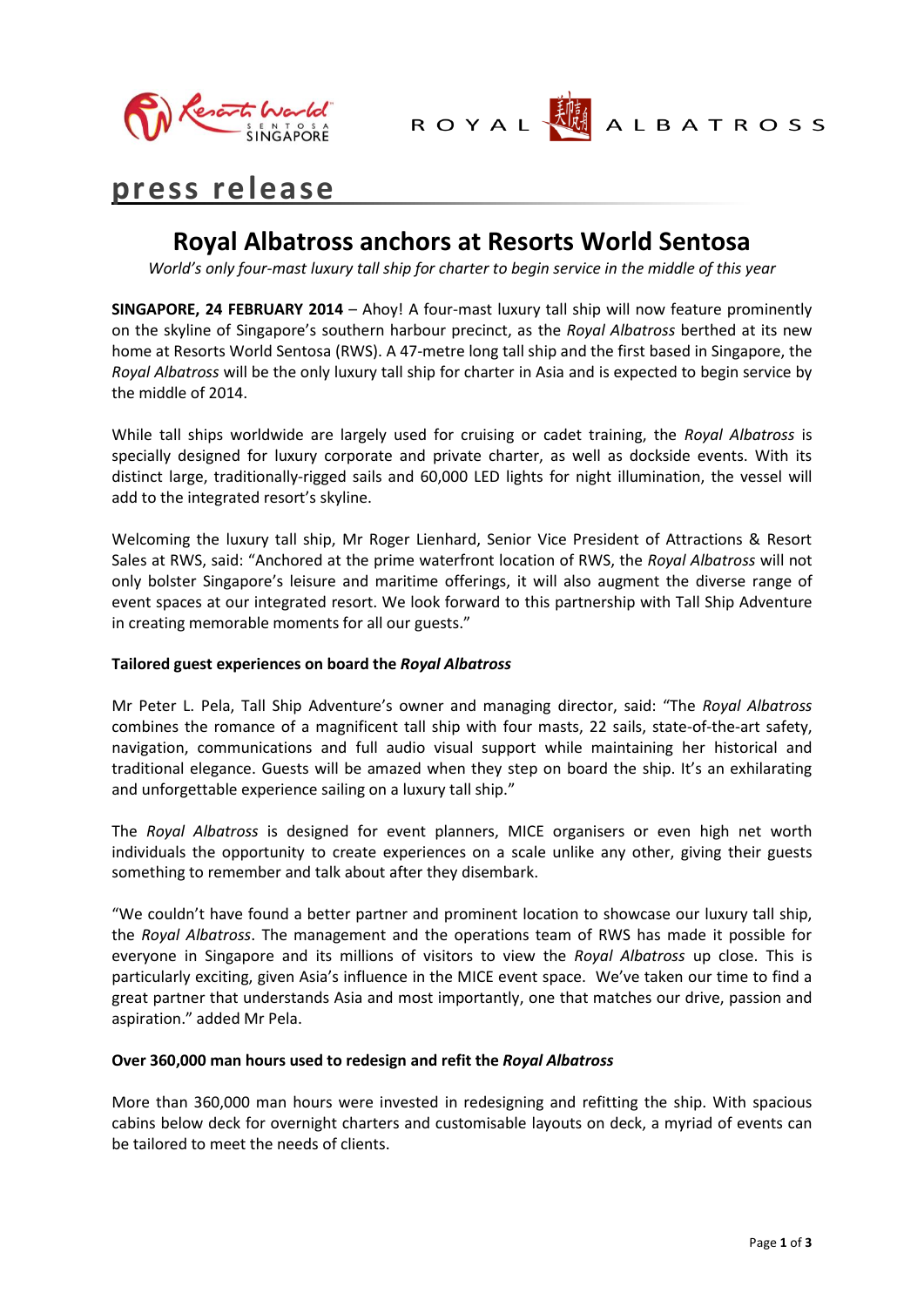press release

# Royal Albatross anchors at Resorts World Sentosa

*World's only four-mast luxury tall ship for charter to begin service in the middle of this year*

**SINGAPORE, 24 FEBRUARY 2014** – Ahoy! A four-mast luxury tall ship will now feature prominently on the skyline of Singapore's southern harbour precinct, as the *Royal Albatross* berthed at its new home at Resorts World Sentosa (RWS). A 47-metre long tall ship and the first based in Singapore, the *Royal Albatross* will be the only luxury tall ship for charter in Asia and is expected to begin service by the middle of 2014.

While tall ships worldwide are largely used for cruising or cadet training, the *Royal Albatross* is specially designed for luxury corporate and private charter, as well as dockside events. With its distinct large, traditionally-rigged sails and 60,000 LED lights for night illumination, the vessel will add to the integrated resort's skyline.

Welcoming the luxury tall ship, Mr Roger Lienhard, Senior Vice President of Attractions & Resort Sales at RWS, said: "Anchored at the prime waterfront location of RWS, the *Royal Albatross* will not only bolster Singapore's leisure and maritime offerings, it will also augment the diverse range of event spaces at our integrated resort. We look forward to this partnership with Tall Ship Adventure in creating memorable moments for all our guests."

**Tailored guest experiences on board the *Royal Albatross***

Mr Peter L. Pela, Tall Ship Adventure's owner and managing director, said: "The *Royal Albatross* combines the romance of a magnificent tall ship with four masts, 22 sails, state-of-the-art safety, navigation, communications and full audio visual support while maintaining her historical and traditional elegance. Guests will be amazed when they step on board the ship. It's an exhilarating and unforgettable experience sailing on a luxury tall ship."

The *Royal Albatross* is designed for event planners, MICE organisers or even high net worth individuals the opportunity to create experiences on a scale unlike any other, giving their guests something to remember and talk about after they disembark.

"We couldn't have found a better partner and prominent location to showcase our luxury tall ship, the *Royal Albatross*. The management and the operations team of RWS has made it possible for everyone in Singapore and its millions of visitors to view the *Royal Albatross* up close. This is particularly exciting, given Asia's influence in the MICE event space. We've taken our time to find a great partner that understands Asia and most importantly, one that matches our drive, passion and aspiration." added Mr Pela.

**Over 360,000 man hours used to redesign and refit the *Royal Albatross***

More than 360,000 man hours were invested in redesigning and refitting the ship. With spacious cabins below deck for overnight charters and customisable layouts on deck, a myriad of events can be tailored to meet the needs of clients.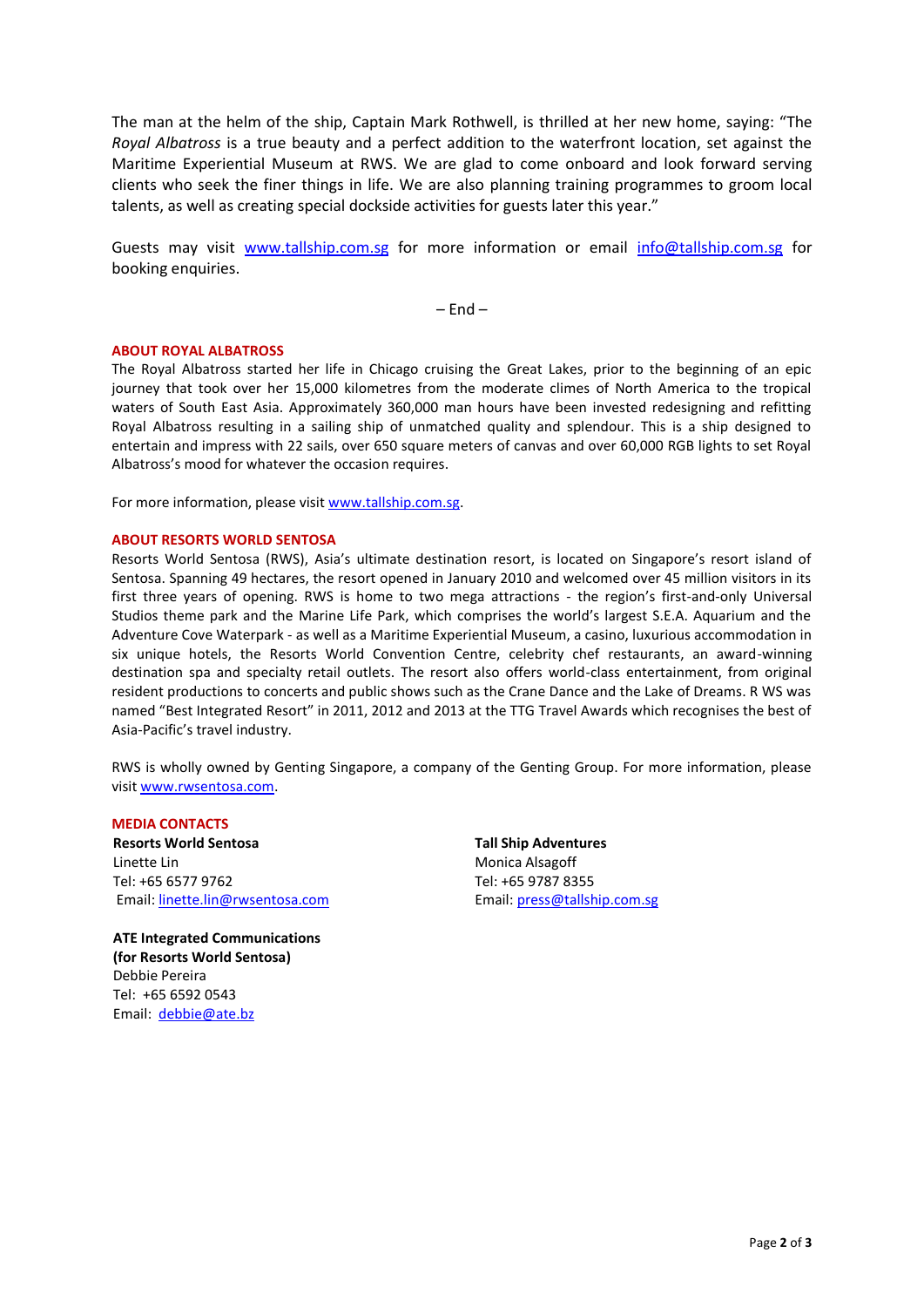The man at the helm of the ship, Captain Mark Rothwell, is thrilled at her new home, saying: "The *Royal Albatross* is a true beauty and a perfect addition to the waterfront location, set against the Maritime Experiential Museum at RWS. We are glad to come onboard and look forward serving clients who seek the finer things in life. We are also planning training programmes to groom local talents, as well as creating special dockside activities for guests later this year."

Guests may visit www.tallship.com.sg for more information or email info@tallship.com.sg for booking enquiries.

– End –

### ABOUT ROYAL ALBATROSS

The Royal Albatross started her life in Chicago cruising the Great Lakes, prior to the beginning of an epic journey that took over her 15,000 kilometres from the moderate climes of North America to the tropical waters of South East Asia. Approximately 360,000 man hours have been invested redesigning and refitting Royal Albatross resulting in a sailing ship of unmatched quality and splendour. This is a ship designed to entertain and impress with 22 sails, over 650 square meters of canvas and over 60,000 RGB lights to set Royal Albatross's mood for whatever the occasion requires.

For more information, please visit www.tallship.com.sg.

### ABOUT RESORTS WORLD SENTOSA

Resorts World Sentosa (RWS), Asia's ultimate destination resort, is located on Singapore's resort island of Sentosa. Spanning 49 hectares, the resort opened in January 2010 and welcomed over 45 million visitors in its first three years of opening. RWS is home to two mega attractions - the region's first-and-only Universal Studios theme park and the Marine Life Park, which comprises the world's largest S.E.A. Aquarium and the Adventure Cove Waterpark - as well as a Maritime Experiential Museum, a casino, luxurious accommodation in six unique hotels, the Resorts World Convention Centre, celebrity chef restaurants, an award-winning destination spa and specialty retail outlets. The resort also offers world-class entertainment, from original resident productions to concerts and public shows such as the Crane Dance and the Lake of Dreams. R WS was named "Best Integrated Resort" in 2011, 2012 and 2013 at the TTG Travel Awards which recognises the best of Asia-Pacific's travel industry.

RWS is wholly owned by Genting Singapore, a company of the Genting Group. For more information, please visit www.rwsentosa.com.

### MEDIA CONTACTS

**Resorts World Sentosa**
Linette Lin
Tel: +65 6577 9762
Email: linette.lin@rwsentosa.com

**Tall Ship Adventures**
Monica Alsagoff
Tel: +65 9787 8355
Email: press@tallship.com.sg

**ATE Integrated Communications**
**(for Resorts World Sentosa)**
Debbie Pereira
Tel: +65 6592 0543
Email: debbie@ate.bz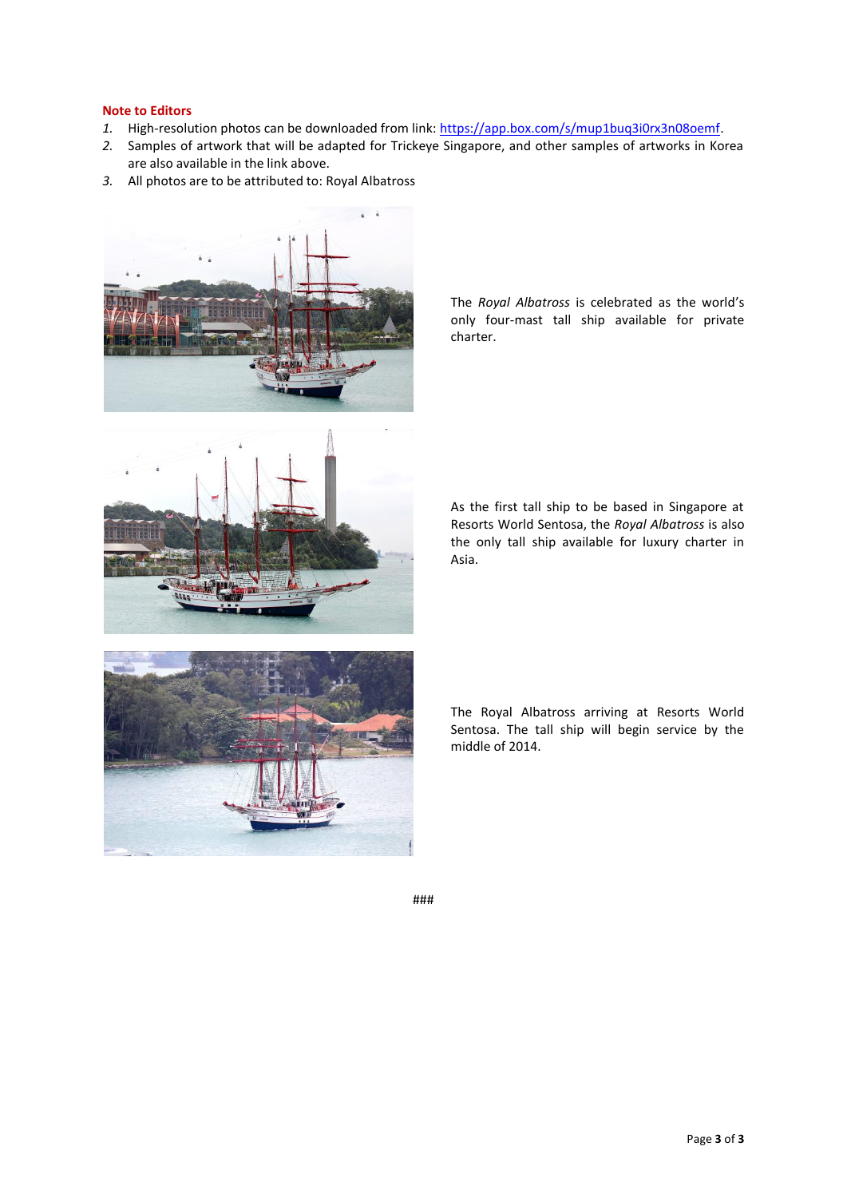**Note to Editors**

1. High-resolution photos can be downloaded from link: https://app.box.com/s/mup1buq3i0rx3n08oemf.
2. Samples of artwork that will be adapted for Trickeye Singapore, and other samples of artworks in Korea are also available in the link above.
3. All photos are to be attributed to: Royal Albatross

The *Royal Albatross* is celebrated as the world's only four-mast tall ship available for private charter.

As the first tall ship to be based in Singapore at Resorts World Sentosa, the *Royal Albatross* is also the only tall ship available for luxury charter in Asia.

The Royal Albatross arriving at Resorts World Sentosa. The tall ship will begin service by the middle of 2014.

###